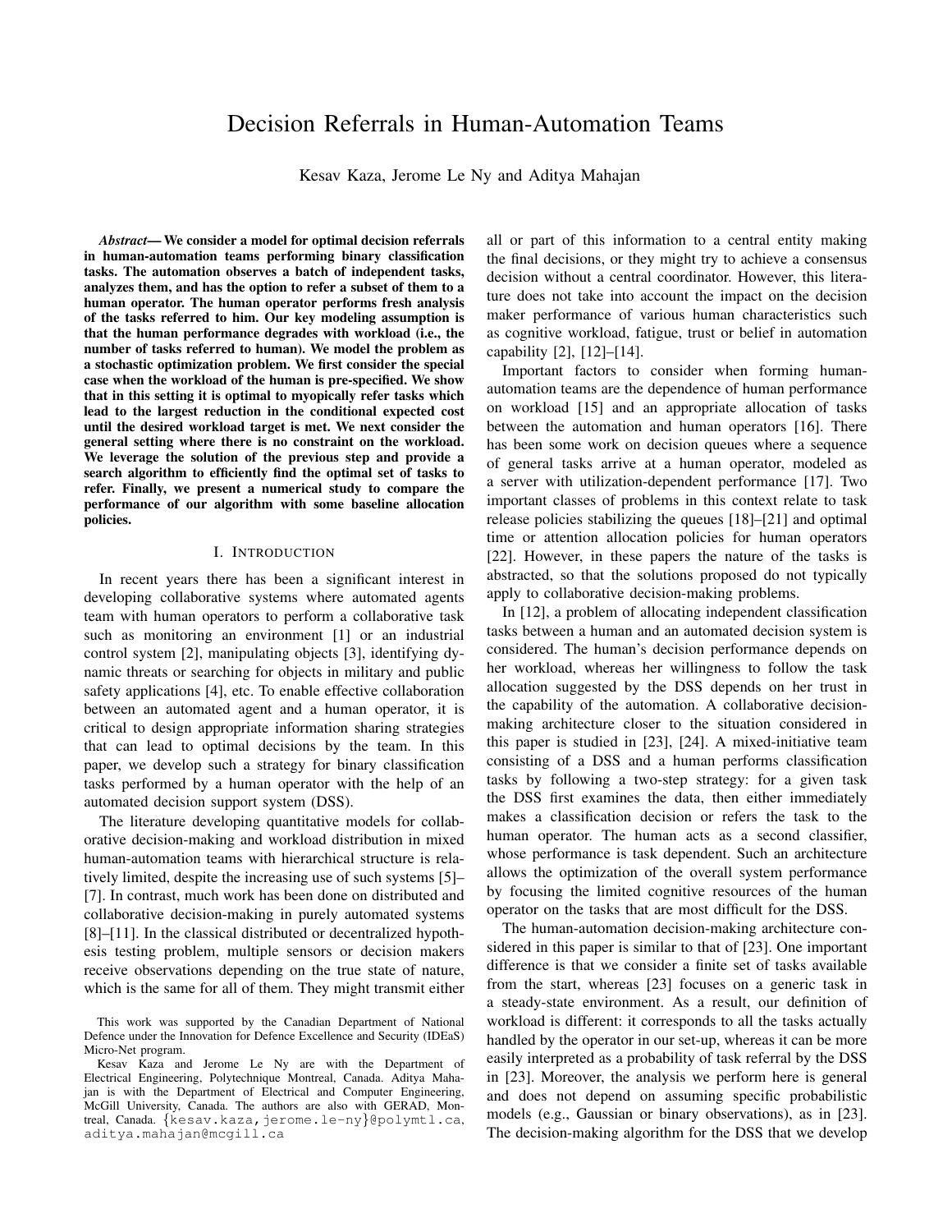# Decision Referrals in Human-Automation Teams

Kesav Kaza, Jerome Le Ny and Aditya Mahajan

***Abstract*— We consider a model for optimal decision referrals in human-automation teams performing binary classification tasks. The automation observes a batch of independent tasks, analyzes them, and has the option to refer a subset of them to a human operator. The human operator performs fresh analysis of the tasks referred to him. Our key modeling assumption is that the human performance degrades with workload (i.e., the number of tasks referred to human). We model the problem as a stochastic optimization problem. We first consider the special case when the workload of the human is pre-specified. We show that in this setting it is optimal to myopically refer tasks which lead to the largest reduction in the conditional expected cost until the desired workload target is met. We next consider the general setting where there is no constraint on the workload. We leverage the solution of the previous step and provide a search algorithm to efficiently find the optimal set of tasks to refer. Finally, we present a numerical study to compare the performance of our algorithm with some baseline allocation policies.**

## I. INTRODUCTION

In recent years there has been a significant interest in developing collaborative systems where automated agents team with human operators to perform a collaborative task such as monitoring an environment [1] or an industrial control system [2], manipulating objects [3], identifying dynamic threats or searching for objects in military and public safety applications [4], etc. To enable effective collaboration between an automated agent and a human operator, it is critical to design appropriate information sharing strategies that can lead to optimal decisions by the team. In this paper, we develop such a strategy for binary classification tasks performed by a human operator with the help of an automated decision support system (DSS).

The literature developing quantitative models for collaborative decision-making and workload distribution in mixed human-automation teams with hierarchical structure is relatively limited, despite the increasing use of such systems [5]–[7]. In contrast, much work has been done on distributed and collaborative decision-making in purely automated systems [8]–[11]. In the classical distributed or decentralized hypothesis testing problem, multiple sensors or decision makers receive observations depending on the true state of nature, which is the same for all of them. They might transmit either all or part of this information to a central entity making the final decisions, or they might try to achieve a consensus decision without a central coordinator. However, this literature does not take into account the impact on the decision maker performance of various human characteristics such as cognitive workload, fatigue, trust or belief in automation capability [2], [12]–[14].

Important factors to consider when forming human-automation teams are the dependence of human performance on workload [15] and an appropriate allocation of tasks between the automation and human operators [16]. There has been some work on decision queues where a sequence of general tasks arrive at a human operator, modeled as a server with utilization-dependent performance [17]. Two important classes of problems in this context relate to task release policies stabilizing the queues [18]–[21] and optimal time or attention allocation policies for human operators [22]. However, in these papers the nature of the tasks is abstracted, so that the solutions proposed do not typically apply to collaborative decision-making problems.

In [12], a problem of allocating independent classification tasks between a human and an automated decision system is considered. The human's decision performance depends on her workload, whereas her willingness to follow the task allocation suggested by the DSS depends on her trust in the capability of the automation. A collaborative decision-making architecture closer to the situation considered in this paper is studied in [23], [24]. A mixed-initiative team consisting of a DSS and a human performs classification tasks by following a two-step strategy: for a given task the DSS first examines the data, then either immediately makes a classification decision or refers the task to the human operator. The human acts as a second classifier, whose performance is task dependent. Such an architecture allows the optimization of the overall system performance by focusing the limited cognitive resources of the human operator on the tasks that are most difficult for the DSS.

The human-automation decision-making architecture considered in this paper is similar to that of [23]. One important difference is that we consider a finite set of tasks available from the start, whereas [23] focuses on a generic task in a steady-state environment. As a result, our definition of workload is different: it corresponds to all the tasks actually handled by the operator in our set-up, whereas it can be more easily interpreted as a probability of task referral by the DSS in [23]. Moreover, the analysis we perform here is general and does not depend on assuming specific probabilistic models (e.g., Gaussian or binary observations), as in [23]. The decision-making algorithm for the DSS that we develop

This work was supported by the Canadian Department of National Defence under the Innovation for Defence Excellence and Security (IDEaS) Micro-Net program.

Kesav Kaza and Jerome Le Ny are with the Department of Electrical Engineering, Polytechnique Montreal, Canada. Aditya Mahajan is with the Department of Electrical and Computer Engineering, McGill University, Canada. The authors are also with GERAD, Montreal, Canada. {kesav.kaza,jerome.le-ny}@polymtl.ca, aditya.mahajan@mcgill.ca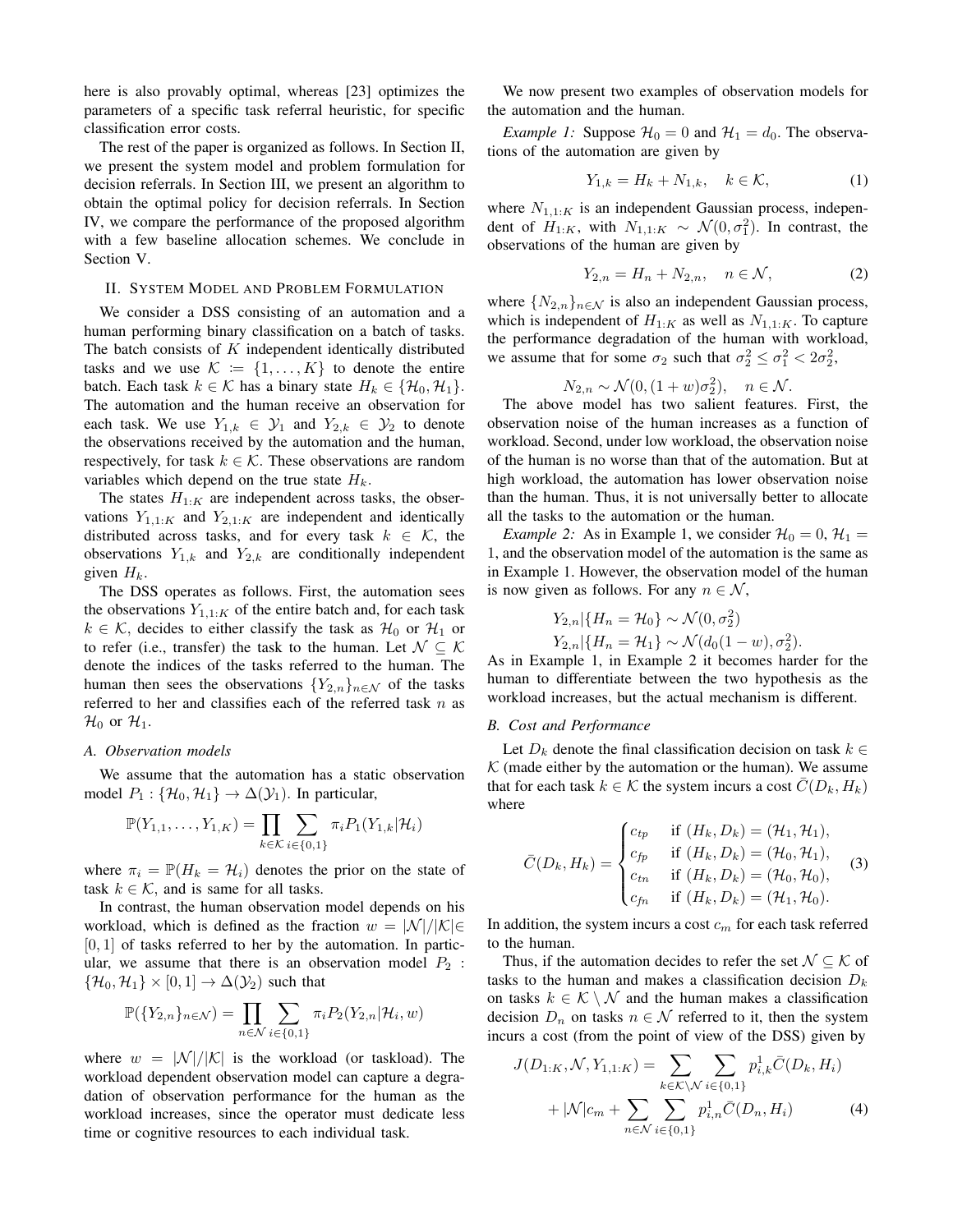here is also provably optimal, whereas [23] optimizes the parameters of a specific task referral heuristic, for specific classification error costs.

The rest of the paper is organized as follows. In Section II, we present the system model and problem formulation for decision referrals. In Section III, we present an algorithm to obtain the optimal policy for decision referrals. In Section IV, we compare the performance of the proposed algorithm with a few baseline allocation schemes. We conclude in Section V.

## II. System Model and Problem Formulation

We consider a DSS consisting of an automation and a human performing binary classification on a batch of tasks. The batch consists of $K$ independent identically distributed tasks and we use $\mathcal{K} \coloneqq \{1, \dots, K\}$ to denote the entire batch. Each task $k \in \mathcal{K}$ has a binary state $H_k \in \{\mathcal{H}_0, \mathcal{H}_1\}$. The automation and the human receive an observation for each task. We use $Y_{1,k} \in \mathcal{Y}_1$ and $Y_{2,k} \in \mathcal{Y}_2$ to denote the observations received by the automation and the human, respectively, for task $k \in \mathcal{K}$. These observations are random variables which depend on the true state $H_k$.

The states $H_{1:K}$ are independent across tasks, the observations $Y_{1,1:K}$ and $Y_{2,1:K}$ are independent and identically distributed across tasks, and for every task $k \in \mathcal{K}$, the observations $Y_{1,k}$ and $Y_{2,k}$ are conditionally independent given $H_k$.

The DSS operates as follows. First, the automation sees the observations $Y_{1,1:K}$ of the entire batch and, for each task $k \in \mathcal{K}$, decides to either classify the task as $\mathcal{H}_0$ or $\mathcal{H}_1$ or to refer (i.e., transfer) the task to the human. Let $\mathcal{N} \subseteq \mathcal{K}$ denote the indices of the tasks referred to the human. The human then sees the observations $\{Y_{2,n}\}_{n \in \mathcal{N}}$ of the tasks referred to her and classifies each of the referred task $n$ as $\mathcal{H}_0$ or $\mathcal{H}_1$.

### A. Observation models

We assume that the automation has a static observation model $P_1 : \{\mathcal{H}_0, \mathcal{H}_1\} \to \Delta(\mathcal{Y}_1)$. In particular,

$$\mathbb{P}(Y_{1,1}, \dots, Y_{1,K}) = \prod_{k \in \mathcal{K}} \sum_{i \in \{0,1\}} \pi_i P_1(Y_{1,k} | \mathcal{H}_i)$$

where $\pi_i = \mathbb{P}(H_k = \mathcal{H}_i)$ denotes the prior on the state of task $k \in \mathcal{K}$, and is same for all tasks.

In contrast, the human observation model depends on his workload, which is defined as the fraction $w = |\mathcal{N}|/|\mathcal{K}| \in [0, 1]$ of tasks referred to her by the automation. In particular, we assume that there is an observation model $P_2 : \{\mathcal{H}_0, \mathcal{H}_1\} \times [0, 1] \to \Delta(\mathcal{Y}_2)$ such that

$$\mathbb{P}(\{Y_{2,n}\}_{n \in \mathcal{N}}) = \prod_{n \in \mathcal{N}} \sum_{i \in \{0,1\}} \pi_i P_2(Y_{2,n} | \mathcal{H}_i, w)$$

where $w = |\mathcal{N}|/|\mathcal{K}|$ is the workload (or taskload). The workload dependent observation model can capture a degradation of observation performance for the human as the workload increases, since the operator must dedicate less time or cognitive resources to each individual task.

We now present two examples of observation models for the automation and the human.

*Example 1:* Suppose $\mathcal{H}_0 = 0$ and $\mathcal{H}_1 = d_0$. The observations of the automation are given by

$$Y_{1,k} = H_k + N_{1,k}, \quad k \in \mathcal{K}, \tag{1}$$

where $N_{1,1:K}$ is an independent Gaussian process, independent of $H_{1:K}$, with $N_{1,1:K} \sim \mathcal{N}(0, \sigma_1^2)$. In contrast, the observations of the human are given by

$$Y_{2,n} = H_n + N_{2,n}, \quad n \in \mathcal{N}, \tag{2}$$

where $\{N_{2,n}\}_{n \in \mathcal{N}}$ is also an independent Gaussian process, which is independent of $H_{1:K}$ as well as $N_{1,1:K}$. To capture the performance degradation of the human with workload, we assume that for some $\sigma_2$ such that $\sigma_2^2 \le \sigma_1^2 < 2\sigma_2^2$,

$$N_{2,n} \sim \mathcal{N}(0, (1 + w)\sigma_2^2), \quad n \in \mathcal{N}.$$

The above model has two salient features. First, the observation noise of the human increases as a function of workload. Second, under low workload, the observation noise of the human is no worse than that of the automation. But at high workload, the automation has lower observation noise than the human. Thus, it is not universally better to allocate all the tasks to the automation or the human.

*Example 2:* As in Example 1, we consider $\mathcal{H}_0 = 0$, $\mathcal{H}_1 = 1$, and the observation model of the automation is the same as in Example 1. However, the observation model of the human is now given as follows. For any $n \in \mathcal{N}$,

$$Y_{2,n} | \{H_n = \mathcal{H}_0\} \sim \mathcal{N}(0, \sigma_2^2)$$
$$Y_{2,n} | \{H_n = \mathcal{H}_1\} \sim \mathcal{N}(d_0(1 - w), \sigma_2^2).$$

As in Example 1, in Example 2 it becomes harder for the human to differentiate between the two hypothesis as the workload increases, but the actual mechanism is different.

### B. Cost and Performance

Let $D_k$ denote the final classification decision on task $k \in \mathcal{K}$ (made either by the automation or the human). We assume that for each task $k \in \mathcal{K}$ the system incurs a cost $\bar{C}(D_k, H_k)$ where

$$\bar{C}(D_k, H_k) = \begin{cases} c_{tp} & \text{if } (H_k, D_k) = (\mathcal{H}_1, \mathcal{H}_1), \\ c_{fp} & \text{if } (H_k, D_k) = (\mathcal{H}_0, \mathcal{H}_1), \\ c_{tn} & \text{if } (H_k, D_k) = (\mathcal{H}_0, \mathcal{H}_0), \\ c_{fn} & \text{if } (H_k, D_k) = (\mathcal{H}_1, \mathcal{H}_0). \end{cases} \tag{3}$$

In addition, the system incurs a cost $c_m$ for each task referred to the human.

Thus, if the automation decides to refer the set $\mathcal{N} \subseteq \mathcal{K}$ of tasks to the human and makes a classification decision $D_k$ on tasks $k \in \mathcal{K} \setminus \mathcal{N}$ and the human makes a classification decision $D_n$ on tasks $n \in \mathcal{N}$ referred to it, then the system incurs a cost (from the point of view of the DSS) given by

$$J(D_{1:K}, \mathcal{N}, Y_{1,1:K}) = \sum_{k \in \mathcal{K} \setminus \mathcal{N}} \sum_{i \in \{0,1\}} p_{i,k}^1 \bar{C}(D_k, H_i) + |\mathcal{N}| c_m + \sum_{n \in \mathcal{N}} \sum_{i \in \{0,1\}} p_{i,n}^1 \bar{C}(D_n, H_i) \tag{4}$$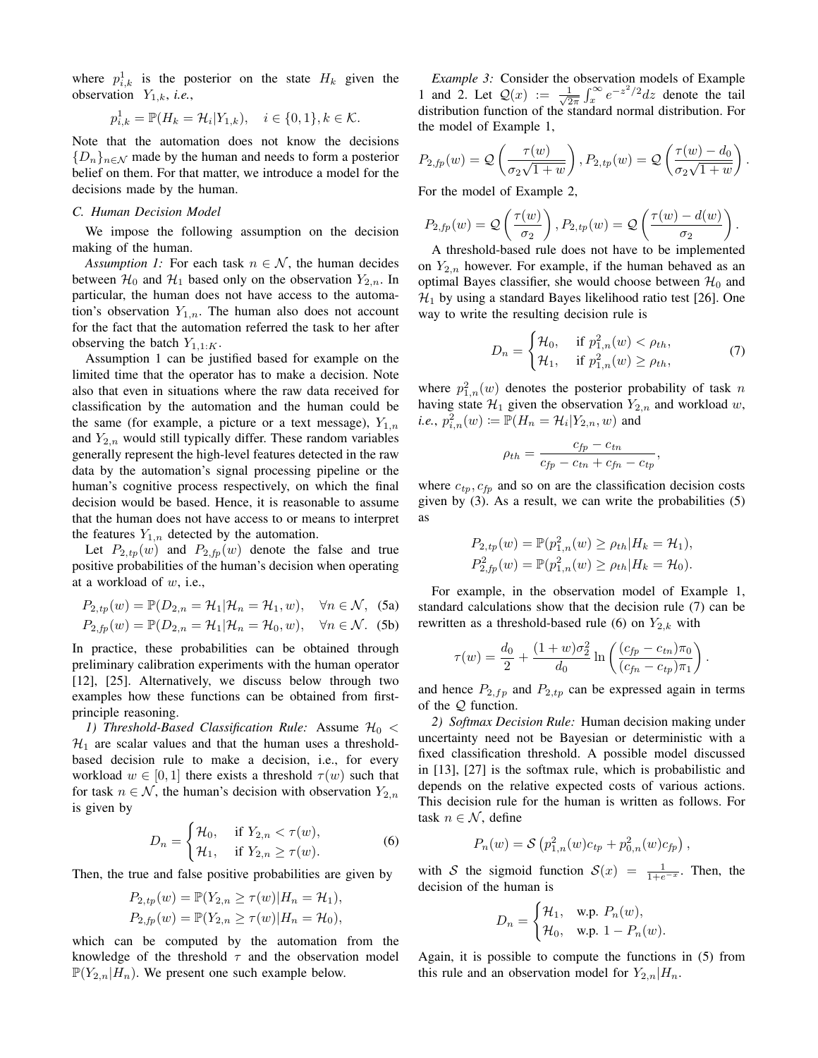where $p_{i,k}^1$ is the posterior on the state $H_k$ given the observation $Y_{1,k}$, *i.e.*,

$$p_{i,k}^1 = \mathbb{P}(H_k = \mathcal{H}_i | Y_{1,k}), \quad i \in \{0, 1\}, k \in \mathcal{K}.$$

Note that the automation does not know the decisions $\{D_n\}_{n \in \mathcal{N}}$ made by the human and needs to form a posterior belief on them. For that matter, we introduce a model for the decisions made by the human.

### C. Human Decision Model

We impose the following assumption on the decision making of the human.

*Assumption 1:* For each task $n \in \mathcal{N}$, the human decides between $\mathcal{H}_0$ and $\mathcal{H}_1$ based only on the observation $Y_{2,n}$. In particular, the human does not have access to the automation's observation $Y_{1,n}$. The human also does not account for the fact that the automation referred the task to her after observing the batch $Y_{1,1:K}$.

Assumption 1 can be justified based for example on the limited time that the operator has to make a decision. Note also that even in situations where the raw data received for classification by the automation and the human could be the same (for example, a picture or a text message), $Y_{1,n}$ and $Y_{2,n}$ would still typically differ. These random variables generally represent the high-level features detected in the raw data by the automation's signal processing pipeline or the human's cognitive process respectively, on which the final decision would be based. Hence, it is reasonable to assume that the human does not have access to or means to interpret the features $Y_{1,n}$ detected by the automation.

Let $P_{2,tp}(w)$ and $P_{2,fp}(w)$ denote the false and true positive probabilities of the human's decision when operating at a workload of $w$, i.e.,

$$P_{2,tp}(w) = \mathbb{P}(D_{2,n} = \mathcal{H}_1 | \mathcal{H}_n = \mathcal{H}_1, w), \quad \forall n \in \mathcal{N}, \quad (5a)$$

$$P_{2,fp}(w) = \mathbb{P}(D_{2,n} = \mathcal{H}_1 | \mathcal{H}_n = \mathcal{H}_0, w), \quad \forall n \in \mathcal{N}. \quad (5b)$$

In practice, these probabilities can be obtained through preliminary calibration experiments with the human operator [12], [25]. Alternatively, we discuss below through two examples how these functions can be obtained from first-principle reasoning.

*1) Threshold-Based Classification Rule:* Assume $\mathcal{H}_0 < \mathcal{H}_1$ are scalar values and that the human uses a threshold-based decision rule to make a decision, i.e., for every workload $w \in [0, 1]$ there exists a threshold $\tau(w)$ such that for task $n \in \mathcal{N}$, the human's decision with observation $Y_{2,n}$ is given by

$$D_n = \begin{cases} \mathcal{H}_0, & \text{if } Y_{2,n} < \tau(w), \\ \mathcal{H}_1, & \text{if } Y_{2,n} \geq \tau(w). \end{cases} \quad (6)$$

Then, the true and false positive probabilities are given by

$$P_{2,tp}(w) = \mathbb{P}(Y_{2,n} \geq \tau(w) | H_n = \mathcal{H}_1),$$
$$P_{2,fp}(w) = \mathbb{P}(Y_{2,n} \geq \tau(w) | H_n = \mathcal{H}_0),$$

which can be computed by the automation from the knowledge of the threshold $\tau$ and the observation model $\mathbb{P}(Y_{2,n} | H_n)$. We present one such example below.

*Example 3:* Consider the observation models of Example 1 and 2. Let $\mathcal{Q}(x) := \frac{1}{\sqrt{2\pi}} \int_x^\infty e^{-z^2/2} dz$ denote the tail distribution function of the standard normal distribution. For the model of Example 1,

$$P_{2,fp}(w) = \mathcal{Q}\left(\frac{\tau(w)}{\sigma_2\sqrt{1+w}}\right), P_{2,tp}(w) = \mathcal{Q}\left(\frac{\tau(w) - d_0}{\sigma_2\sqrt{1+w}}\right).$$

For the model of Example 2,

$$P_{2,fp}(w) = \mathcal{Q}\left(\frac{\tau(w)}{\sigma_2}\right), P_{2,tp}(w) = \mathcal{Q}\left(\frac{\tau(w) - d(w)}{\sigma_2}\right).$$

A threshold-based rule does not have to be implemented on $Y_{2,n}$ however. For example, if the human behaved as an optimal Bayes classifier, she would choose between $\mathcal{H}_0$ and $\mathcal{H}_1$ by using a standard Bayes likelihood ratio test [26]. One way to write the resulting decision rule is

$$D_n = \begin{cases} \mathcal{H}_0, & \text{if } p_{1,n}^2(w) < \rho_{th}, \\ \mathcal{H}_1, & \text{if } p_{1,n}^2(w) \geq \rho_{th}, \end{cases} \quad (7)$$

where $p_{1,n}^2(w)$ denotes the posterior probability of task $n$ having state $\mathcal{H}_1$ given the observation $Y_{2,n}$ and workload $w$, *i.e.*, $p_{i,n}^2(w) := \mathbb{P}(H_n = \mathcal{H}_i | Y_{2,n}, w)$ and

$$\rho_{th} = \frac{c_{fp} - c_{tn}}{c_{fp} - c_{tn} + c_{fn} - c_{tp}},$$

where $c_{tp}, c_{fp}$ and so on are the classification decision costs given by (3). As a result, we can write the probabilities (5) as

$$P_{2,tp}(w) = \mathbb{P}(p_{1,n}^2(w) \geq \rho_{th} | H_k = \mathcal{H}_1),$$
$$P_{2,fp}^2(w) = \mathbb{P}(p_{1,n}^2(w) \geq \rho_{th} | H_k = \mathcal{H}_0).$$

For example, in the observation model of Example 1, standard calculations show that the decision rule (7) can be rewritten as a threshold-based rule (6) on $Y_{2,k}$ with

$$\tau(w) = \frac{d_0}{2} + \frac{(1+w)\sigma_2^2}{d_0} \ln\left(\frac{(c_{fp} - c_{tn})\pi_0}{(c_{fn} - c_{tp})\pi_1}\right).$$

and hence $P_{2,fp}$ and $P_{2,tp}$ can be expressed again in terms of the $\mathcal{Q}$ function.

*2) Softmax Decision Rule:* Human decision making under uncertainty need not be Bayesian or deterministic with a fixed classification threshold. A possible model discussed in [13], [27] is the softmax rule, which is probabilistic and depends on the relative expected costs of various actions. This decision rule for the human is written as follows. For task $n \in \mathcal{N}$, define

$$P_n(w) = \mathcal{S}\left(p_{1,n}^2(w) c_{tp} + p_{0,n}^2(w) c_{fp}\right),$$

with $\mathcal{S}$ the sigmoid function $\mathcal{S}(x) = \frac{1}{1+e^{-x}}$. Then, the decision of the human is

$$D_n = \begin{cases} \mathcal{H}_1, & \text{w.p. } P_n(w), \\ \mathcal{H}_0, & \text{w.p. } 1 - P_n(w). \end{cases}$$

Again, it is possible to compute the functions in (5) from this rule and an observation model for $Y_{2,n} | H_n$.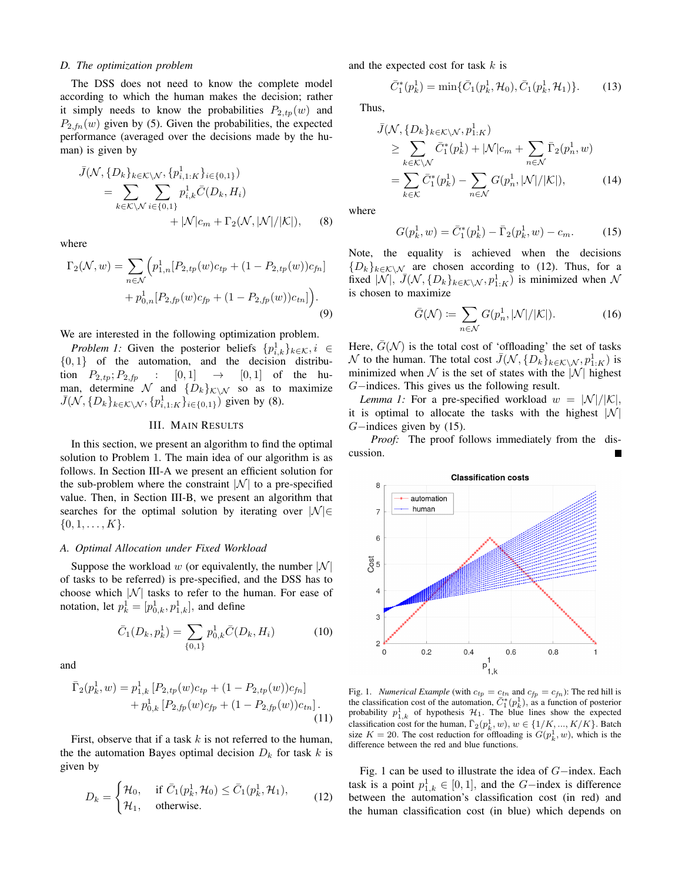### D. The optimization problem

The DSS does not need to know the complete model according to which the human makes the decision; rather it simply needs to know the probabilities $P_{2,tp}(w)$ and $P_{2,fn}(w)$ given by (5). Given the probabilities, the expected performance (averaged over the decisions made by the human) is given by

$$\bar{J}(\mathcal{N}, \{D_k\}_{k\in\mathcal{K}\setminus\mathcal{N}}, \{p^1_{i,1:K}\}_{i\in\{0,1\}}) = \sum_{k\in\mathcal{K}\setminus\mathcal{N}} \sum_{i\in\{0,1\}} p^1_{i,k}\bar{C}(D_k, H_i) + |\mathcal{N}|c_m + \Gamma_2(\mathcal{N}, |\mathcal{N}|/|\mathcal{K}|), \tag{8}$$

where

$$\Gamma_2(\mathcal{N}, w) = \sum_{n\in\mathcal{N}} \Big( p^1_{1,n}[P_{2,tp}(w)c_{tp} + (1 - P_{2,tp}(w))c_{fn}] + p^1_{0,n}[P_{2,fp}(w)c_{fp} + (1 - P_{2,fp}(w))c_{tn}] \Big). \tag{9}$$

We are interested in the following optimization problem.

*Problem 1:* Given the posterior beliefs $\{p^1_{i,k}\}_{k\in\mathcal{K}}, i \in \{0, 1\}$ of the automation, and the decision distribution $P_{2,tp}; P_{2,fp} : [0, 1] \to [0, 1]$ of the human, determine $\mathcal{N}$ and $\{D_k\}_{\mathcal{K}\setminus\mathcal{N}}$ so as to maximize $\bar{J}(\mathcal{N}, \{D_k\}_{k\in\mathcal{K}\setminus\mathcal{N}}, \{p^1_{i,1:K}\}_{i\in\{0,1\}})$ given by (8).

## III. Main Results

In this section, we present an algorithm to find the optimal solution to Problem 1. The main idea of our algorithm is as follows. In Section III-A we present an efficient solution for the sub-problem where the constraint $|\mathcal{N}|$ to a pre-specified value. Then, in Section III-B, we present an algorithm that searches for the optimal solution by iterating over $|\mathcal{N}| \in \{0, 1, \ldots, K\}$.

### A. Optimal Allocation under Fixed Workload

Suppose the workload $w$ (or equivalently, the number $|\mathcal{N}|$ of tasks to be referred) is pre-specified, and the DSS has to choose which $|\mathcal{N}|$ tasks to refer to the human. For ease of notation, let $p^1_k = [p^1_{0,k}, p^1_{1,k}]$, and define

$$\bar{C}_1(D_k, p^1_k) = \sum_{\{0,1\}} p^1_{0,k}\bar{C}(D_k, H_i) \tag{10}$$

and

$$\bar{\Gamma}_2(p^1_k, w) = p^1_{1,k}\left[P_{2,tp}(w)c_{tp} + (1 - P_{2,tp}(w))c_{fn}\right] + p^1_{0,k}\left[P_{2,fp}(w)c_{fp} + (1 - P_{2,fp}(w))c_{tn}\right]. \tag{11}$$

First, observe that if a task $k$ is not referred to the human, the the automation Bayes optimal decision $D_k$ for task $k$ is given by

$$D_k = \begin{cases} \mathcal{H}_0, & \text{if } \bar{C}_1(p^1_k, \mathcal{H}_0) \le \bar{C}_1(p^1_k, \mathcal{H}_1), \\ \mathcal{H}_1, & \text{otherwise.} \end{cases} \tag{12}$$

and the expected cost for task $k$ is

$$\bar{C}^*_1(p^1_k) = \min\{\bar{C}_1(p^1_k, \mathcal{H}_0), \bar{C}_1(p^1_k, \mathcal{H}_1)\}. \tag{13}$$

Thus,

$$\begin{aligned} \bar{J}(\mathcal{N}, \{D_k\}_{k\in\mathcal{K}\setminus\mathcal{N}}, p^1_{1:K}) &\ge \sum_{k\in\mathcal{K}\setminus\mathcal{N}} \bar{C}^*_1(p^1_k) + |\mathcal{N}|c_m + \sum_{n\in\mathcal{N}} \bar{\Gamma}_2(p^1_n, w) \\ &= \sum_{k\in\mathcal{K}} \bar{C}^*_1(p^1_k) - \sum_{n\in\mathcal{N}} G(p^1_n, |\mathcal{N}|/|\mathcal{K}|), \end{aligned} \tag{14}$$

where

$$G(p^1_k, w) = \bar{C}^*_1(p^1_k) - \bar{\Gamma}_2(p^1_k, w) - c_m. \tag{15}$$

Note, the equality is achieved when the decisions $\{D_k\}_{k\in\mathcal{K}\setminus\mathcal{N}}$ are chosen according to (12). Thus, for a fixed $|\mathcal{N}|$, $\bar{J}(\mathcal{N}, \{D_k\}_{k\in\mathcal{K}\setminus\mathcal{N}}, p^1_{1:K})$ is minimized when $\mathcal{N}$ is chosen to maximize

$$\bar{G}(\mathcal{N}) := \sum_{n\in\mathcal{N}} G(p^1_n, |\mathcal{N}|/|\mathcal{K}|). \tag{16}$$

Here, $\bar{G}(\mathcal{N})$ is the total cost of 'offloading' the set of tasks $\mathcal{N}$ to the human. The total cost $\bar{J}(\mathcal{N}, \{D_k\}_{k\in\mathcal{K}\setminus\mathcal{N}}, p^1_{1:K})$ is minimized when $\mathcal{N}$ is the set of states with the $|\mathcal{N}|$ highest $G-$indices. This gives us the following result.

*Lemma 1:* For a pre-specified workload $w = |\mathcal{N}|/|\mathcal{K}|$, it is optimal to allocate the tasks with the highest $|\mathcal{N}|$ $G-$indices given by (15).

*Proof:* The proof follows immediately from the discussion. ∎

Fig. 1. *Numerical Example* (with $c_{tp} = c_{tn}$ and $c_{fp} = c_{fn}$): The red hill is the classification cost of the automation, $\bar{C}^*_1(p^1_k)$, as a function of posterior probability $p^1_{1,k}$ of hypothesis $\mathcal{H}_1$. The blue lines show the expected classification cost for the human, $\bar{\Gamma}_2(p^1_k, w)$, $w \in \{1/K, ..., K/K\}$. Batch size $K = 20$. The cost reduction for offloading is $G(p^1_k, w)$, which is the difference between the red and blue functions.

Fig. 1 can be used to illustrate the idea of $G-$index. Each task is a point $p^1_{1,k} \in [0, 1]$, and the $G-$index is difference between the automation's classification cost (in red) and the human classification cost (in blue) which depends on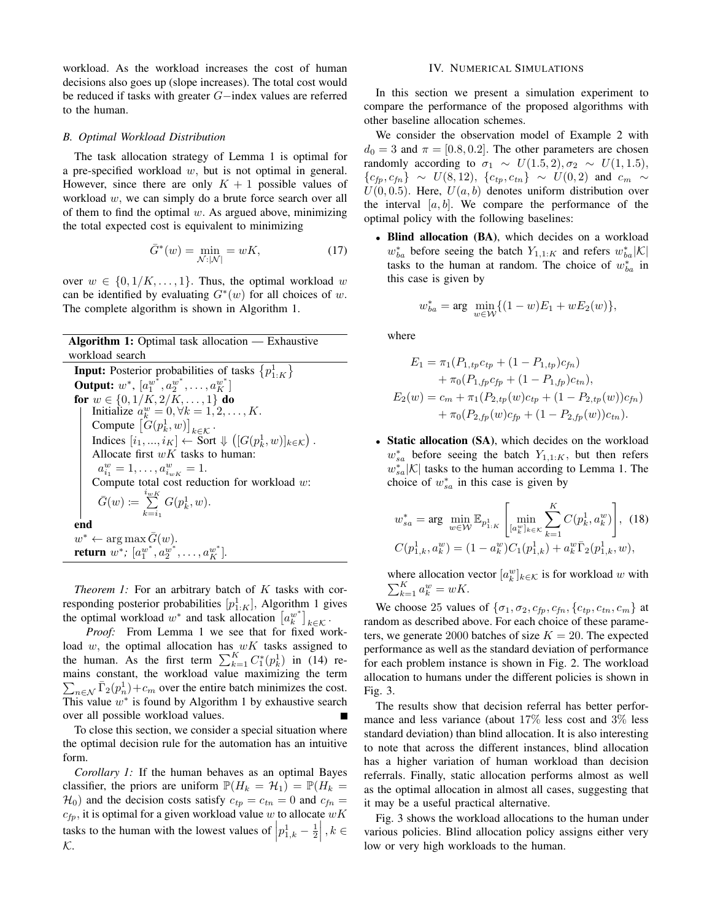workload. As the workload increases the cost of human decisions also goes up (slope increases). The total cost would be reduced if tasks with greater $G-$index values are referred to the human.

### B. Optimal Workload Distribution

The task allocation strategy of Lemma 1 is optimal for a pre-specified workload $w$, but is not optimal in general. However, since there are only $K+1$ possible values of workload $w$, we can simply do a brute force search over all of them to find the optimal $w$. As argued above, minimizing the total expected cost is equivalent to minimizing

$$\bar{G}^*(w) = \min_{\mathcal{N}:|\mathcal{N}|} = wK, \tag{17}$$

over $w \in \{0, 1/K, \ldots, 1\}$. Thus, the optimal workload $w$ can be identified by evaluating $G^*(w)$ for all choices of $w$. The complete algorithm is shown in Algorithm 1.

**Algorithm 1:** Optimal task allocation — Exhaustive workload search

**Input:** Posterior probabilities of tasks $\{p^1_{1:K}\}$
**Output:** $w^*$, $[a_1^{w^*}, a_2^{w^*}, \ldots, a_K^{w^*}]$
**for** $w \in \{0, 1/K, 2/K, \ldots, 1\}$ **do**
  Initialize $a_k^w = 0, \forall k = 1, 2, \ldots, K$.
  Compute $\left[\bar{G}(p_k^1, w)\right]_{k\in\mathcal{K}}$.
  Indices $[i_1, ..., i_K] \leftarrow$ Sort $\Downarrow \left([G(p_k^1, w)]_{k\in\mathcal{K}}\right)$.
  Allocate first $wK$ tasks to human:
  $a_{i_1}^w = 1, \ldots, a_{i_{wK}}^w = 1$.
  Compute total cost reduction for workload $w$:
  $\bar{G}(w) := \sum_{k=i_1}^{i_{wK}} G(p_k^1, w)$.
**end**
$w^* \leftarrow \arg\max \bar{G}(w)$.
**return** $w^*$; $[a_1^{w^*}, a_2^{w^*}, \ldots, a_K^{w^*}]$.

*Theorem 1:* For an arbitrary batch of $K$ tasks with corresponding posterior probabilities $[p^1_{1:K}]$, Algorithm 1 gives the optimal workload $w^*$ and task allocation $\left[a_k^{w^*}\right]_{k\in\mathcal{K}}$.

*Proof:* From Lemma 1 we see that for fixed workload $w$, the optimal allocation has $wK$ tasks assigned to the human. As the first term $\sum_{k=1}^{K} C_1^*(p_k^1)$ in (14) remains constant, the workload value maximizing the term $\sum_{n\in\mathcal{N}} \bar{\Gamma}_2(p_n^1) + c_m$ over the entire batch minimizes the cost. This value $w^*$ is found by Algorithm 1 by exhaustive search over all possible workload values. ∎

To close this section, we consider a special situation where the optimal decision rule for the automation has an intuitive form.

*Corollary 1:* If the human behaves as an optimal Bayes classifier, the priors are uniform $\mathbb{P}(H_k = \mathcal{H}_1) = \mathbb{P}(H_k = \mathcal{H}_0)$ and the decision costs satisfy $c_{tp} = c_{tn} = 0$ and $c_{fn} = c_{fp}$, it is optimal for a given workload value $w$ to allocate $wK$ tasks to the human with the lowest values of $\left|p_{1,k}^1 - \frac{1}{2}\right|, k \in \mathcal{K}$.

## IV. Numerical Simulations

In this section we present a simulation experiment to compare the performance of the proposed algorithms with other baseline allocation schemes.

We consider the observation model of Example 2 with $d_0 = 3$ and $\pi = [0.8, 0.2]$. The other parameters are chosen randomly according to $\sigma_1 \sim U(1.5, 2), \sigma_2 \sim U(1, 1.5)$, $\{c_{fp}, c_{fn}\} \sim U(8, 12)$, $\{c_{tp}, c_{tn}\} \sim U(0, 2)$ and $c_m \sim U(0, 0.5)$. Here, $U(a, b)$ denotes uniform distribution over the interval $[a, b]$. We compare the performance of the optimal policy with the following baselines:

- **Blind allocation (BA)**, which decides on a workload $w_{ba}^*$ before seeing the batch $Y_{1,1:K}$ and refers $w_{ba}^*|\mathcal{K}|$ tasks to the human at random. The choice of $w_{ba}^*$ in this case is given by

$$w_{ba}^* = \arg\min_{w\in\mathcal{W}} \{(1-w)E_1 + wE_2(w)\},$$

where

$$\begin{aligned}
E_1 &= \pi_1(P_{1,tp}c_{tp} + (1 - P_{1,tp})c_{fn}) \\
&\quad + \pi_0(P_{1,fp}c_{fp} + (1 - P_{1,fp})c_{tn}), \\
E_2(w) &= c_m + \pi_1(P_{2,tp}(w)c_{tp} + (1 - P_{2,tp}(w))c_{fn}) \\
&\quad + \pi_0(P_{2,fp}(w)c_{fp} + (1 - P_{2,fp}(w))c_{tn}).
\end{aligned}$$

- **Static allocation (SA)**, which decides on the workload $w_{sa}^*$ before seeing the batch $Y_{1,1:K}$, but then refers $w_{sa}^*|\mathcal{K}|$ tasks to the human according to Lemma 1. The choice of $w_{sa}^*$ in this case is given by

$$\begin{aligned}
w_{sa}^* &= \arg\min_{w\in\mathcal{W}} \mathbb{E}_{p^1_{1:K}}\left[\min_{[a_k^w]_{k\in\mathcal{K}}} \sum_{k=1}^{K} C(p_k^1, a_k^w)\right], \quad (18) \\
C(p_{1,k}^1, a_k^w) &= (1 - a_k^w)C_1(p_{1,k}^1) + a_k^w\bar{\Gamma}_2(p_{1,k}^1, w),
\end{aligned}$$

where allocation vector $[a_k^w]_{k\in\mathcal{K}}$ is for workload $w$ with $\sum_{k=1}^{K} a_k^w = wK$.

We choose 25 values of $\{\sigma_1, \sigma_2, c_{fp}, c_{fn}, \{c_{tp}, c_{tn}, c_m\}$ at random as described above. For each choice of these parameters, we generate 2000 batches of size $K = 20$. The expected performance as well as the standard deviation of performance for each problem instance is shown in Fig. 2. The workload allocation to humans under the different policies is shown in Fig. 3.

The results show that decision referral has better performance and less variance (about 17% less cost and 3% less standard deviation) than blind allocation. It is also interesting to note that across the different instances, blind allocation has a higher variation of human workload than decision referrals. Finally, static allocation performs almost as well as the optimal allocation in almost all cases, suggesting that it may be a useful practical alternative.

Fig. 3 shows the workload allocations to the human under various policies. Blind allocation policy assigns either very low or very high workloads to the human.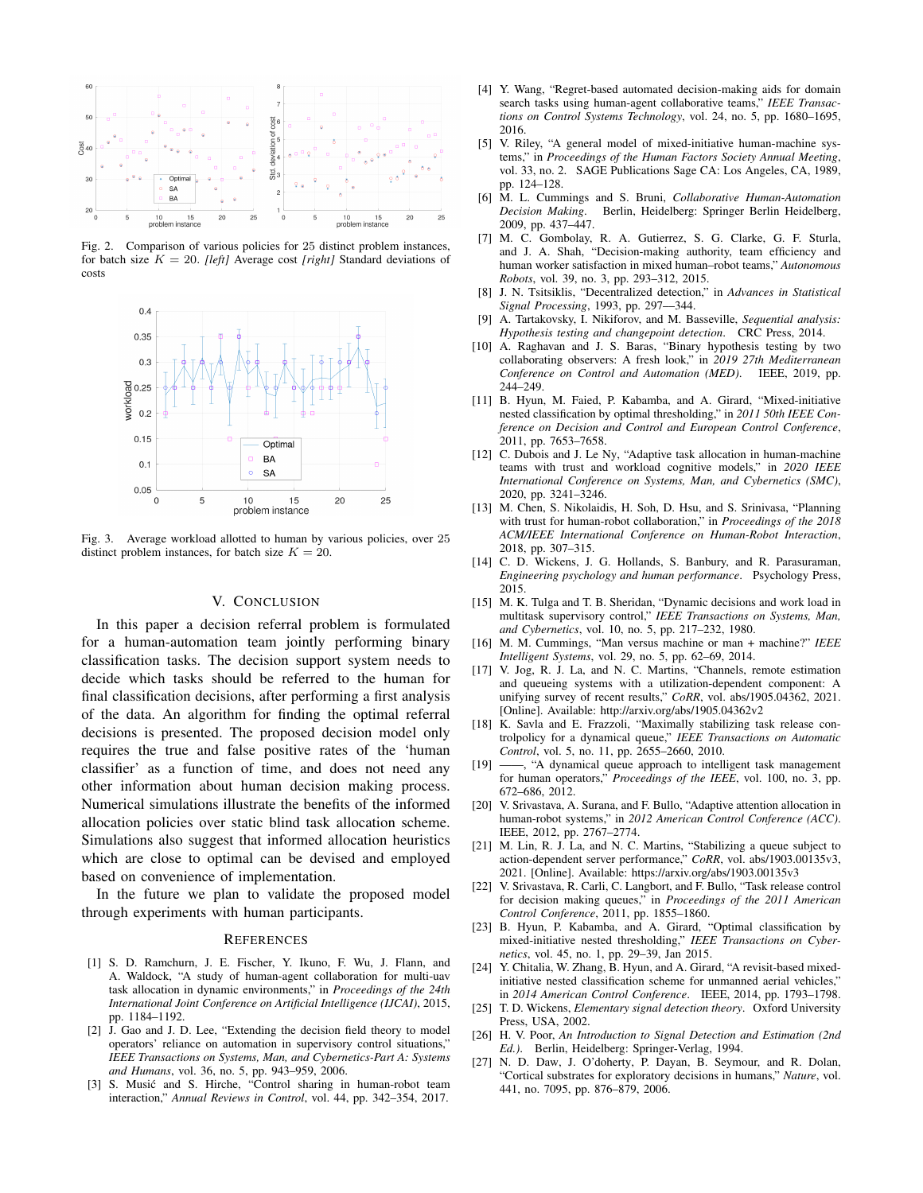60

50

40

30

20

Cost

0 5 10 15 20 25

problem instance

Optimal

SA

BA

8

7

6

5

4

3

2

1

Std. deviation of cost

0 5 10 15 20 25

problem instance

Fig. 2. Comparison of various policies for 25 distinct problem instances, for batch size $K = 20$. *[left]* Average cost *[right]* Standard deviations of costs

0.4

0.35

0.3

0.25

0.2

0.15

0.1

0.05

workload

0 5 10 15 20 25

problem instance

Optimal

BA

SA

Fig. 3. Average workload allotted to human by various policies, over 25 distinct problem instances, for batch size $K = 20$.

## V. Conclusion

In this paper a decision referral problem is formulated for a human-automation team jointly performing binary classification tasks. The decision support system needs to decide which tasks should be referred to the human for final classification decisions, after performing a first analysis of the data. An algorithm for finding the optimal referral decisions is presented. The proposed decision model only requires the true and false positive rates of the 'human classifier' as a function of time, and does not need any other information about human decision making process. Numerical simulations illustrate the benefits of the informed allocation policies over static blind task allocation scheme. Simulations also suggest that informed allocation heuristics which are close to optimal can be devised and employed based on convenience of implementation.

In the future we plan to validate the proposed model through experiments with human participants.

## References

[1] S. D. Ramchurn, J. E. Fischer, Y. Ikuno, F. Wu, J. Flann, and A. Waldock, "A study of human-agent collaboration for multi-uav task allocation in dynamic environments," in *Proceedings of the 24th International Joint Conference on Artificial Intelligence (IJCAI)*, 2015, pp. 1184–1192.

[2] J. Gao and J. D. Lee, "Extending the decision field theory to model operators' reliance on automation in supervisory control situations," *IEEE Transactions on Systems, Man, and Cybernetics-Part A: Systems and Humans*, vol. 36, no. 5, pp. 943–959, 2006.

[3] S. Musić and S. Hirche, "Control sharing in human-robot team interaction," *Annual Reviews in Control*, vol. 44, pp. 342–354, 2017.

[4] Y. Wang, "Regret-based automated decision-making aids for domain search tasks using human-agent collaborative teams," *IEEE Transactions on Control Systems Technology*, vol. 24, no. 5, pp. 1680–1695, 2016.

[5] V. Riley, "A general model of mixed-initiative human-machine systems," in *Proceedings of the Human Factors Society Annual Meeting*, vol. 33, no. 2. SAGE Publications Sage CA: Los Angeles, CA, 1989, pp. 124–128.

[6] M. L. Cummings and S. Bruni, *Collaborative Human-Automation Decision Making*. Berlin, Heidelberg: Springer Berlin Heidelberg, 2009, pp. 437–447.

[7] M. C. Gombolay, R. A. Gutierrez, S. G. Clarke, G. F. Sturla, and J. A. Shah, "Decision-making authority, team efficiency and human worker satisfaction in mixed human–robot teams," *Autonomous Robots*, vol. 39, no. 3, pp. 293–312, 2015.

[8] J. N. Tsitsiklis, "Decentralized detection," in *Advances in Statistical Signal Processing*, 1993, pp. 297—344.

[9] A. Tartakovsky, I. Nikiforov, and M. Basseville, *Sequential analysis: Hypothesis testing and changepoint detection*. CRC Press, 2014.

[10] A. Raghavan and J. S. Baras, "Binary hypothesis testing by two collaborating observers: A fresh look," in *2019 27th Mediterranean Conference on Control and Automation (MED)*. IEEE, 2019, pp. 244–249.

[11] B. Hyun, M. Faied, P. Kabamba, and A. Girard, "Mixed-initiative nested classification by optimal thresholding," in *2011 50th IEEE Conference on Decision and Control and European Control Conference*, 2011, pp. 7653–7658.

[12] C. Dubois and J. Le Ny, "Adaptive task allocation in human-machine teams with trust and workload cognitive models," in *2020 IEEE International Conference on Systems, Man, and Cybernetics (SMC)*, 2020, pp. 3241–3246.

[13] M. Chen, S. Nikolaidis, H. Soh, D. Hsu, and S. Srinivasa, "Planning with trust for human-robot collaboration," in *Proceedings of the 2018 ACM/IEEE International Conference on Human-Robot Interaction*, 2018, pp. 307–315.

[14] C. D. Wickens, J. G. Hollands, S. Banbury, and R. Parasuraman, *Engineering psychology and human performance*. Psychology Press, 2015.

[15] M. K. Tulga and T. B. Sheridan, "Dynamic decisions and work load in multitask supervisory control," *IEEE Transactions on Systems, Man, and Cybernetics*, vol. 10, no. 5, pp. 217–232, 1980.

[16] M. M. Cummings, "Man versus machine or man + machine?" *IEEE Intelligent Systems*, vol. 29, no. 5, pp. 62–69, 2014.

[17] V. Jog, R. J. La, and N. C. Martins, "Channels, remote estimation and queueing systems with a utilization-dependent component: A unifying survey of recent results," *CoRR*, vol. abs/1905.04362, 2021. [Online]. Available: http://arxiv.org/abs/1905.04362v2

[18] K. Savla and E. Frazzoli, "Maximally stabilizing task release control policy for a dynamical queue," *IEEE Transactions on Automatic Control*, vol. 5, no. 11, pp. 2655–2660, 2010.

[19] ——, "A dynamical queue approach to intelligent task management for human operators," *Proceedings of the IEEE*, vol. 100, no. 3, pp. 672–686, 2012.

[20] V. Srivastava, A. Surana, and F. Bullo, "Adaptive attention allocation in human-robot systems," in *2012 American Control Conference (ACC)*. IEEE, 2012, pp. 2767–2774.

[21] M. Lin, R. J. La, and N. C. Martins, "Stabilizing a queue subject to action-dependent server performance," *CoRR*, vol. abs/1903.00135v3, 2021. [Online]. Available: https://arxiv.org/abs/1903.00135v3

[22] V. Srivastava, R. Carli, C. Langbort, and F. Bullo, "Task release control for decision making queues," in *Proceedings of the 2011 American Control Conference*, 2011, pp. 1855–1860.

[23] B. Hyun, P. Kabamba, and A. Girard, "Optimal classification by mixed-initiative nested thresholding," *IEEE Transactions on Cybernetics*, vol. 45, no. 1, pp. 29–39, Jan 2015.

[24] Y. Chitalia, W. Zhang, B. Hyun, and A. Girard, "A revisit-based mixed-initiative nested classification scheme for unmanned aerial vehicles," in *2014 American Control Conference*. IEEE, 2014, pp. 1793–1798.

[25] T. D. Wickens, *Elementary signal detection theory*. Oxford University Press, USA, 2002.

[26] H. V. Poor, *An Introduction to Signal Detection and Estimation (2nd Ed.)*. Berlin, Heidelberg: Springer-Verlag, 1994.

[27] N. D. Daw, J. O'doherty, P. Dayan, B. Seymour, and R. Dolan, "Cortical substrates for exploratory decisions in humans," *Nature*, vol. 441, no. 7095, pp. 876–879, 2006.